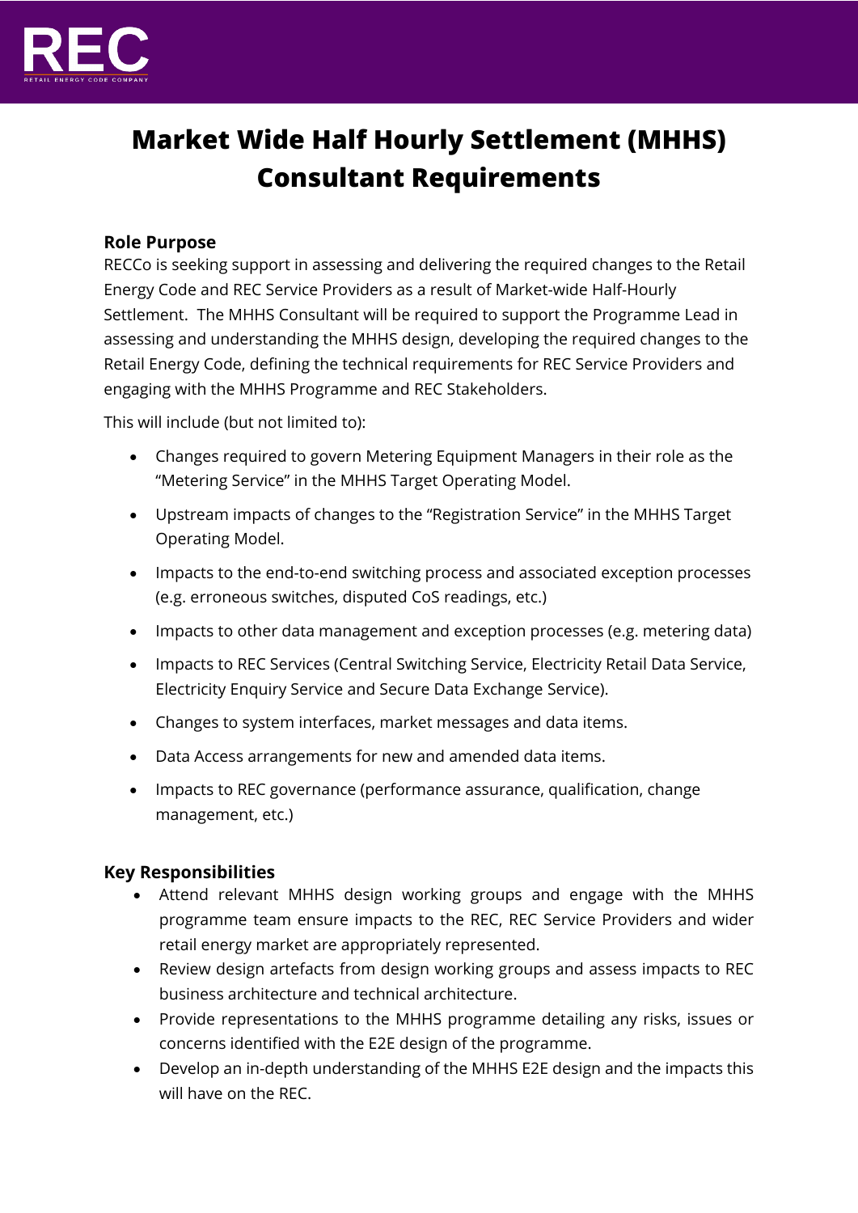# Market Wide Half Hourly Settlement (MHHS) Consultant Requirements

## Role Purpose

RECCo is seeking support in assessing and delivering the required changes to the Retail Energy Code and REC Service Providers as a result of Market-wide Half-Hourly Settlement. The MHHS Consultant will be required to support the Programme Lead in assessing and understanding the MHHS design, developing the required changes to the Retail Energy Code, defining the technical requirements for REC Service Providers and engaging with the MHHS Programme and REC Stakeholders.

This will include (but not limited to):

- Changes required to govern Metering Equipment Managers in their role as the "Metering Service" in the MHHS Target Operating Model.
- Upstream impacts of changes to the "Registration Service" in the MHHS Target Operating Model.
- Impacts to the end-to-end switching process and associated exception processes (e.g. erroneous switches, disputed CoS readings, etc.)
- Impacts to other data management and exception processes (e.g. metering data)
- Impacts to REC Services (Central Switching Service, Electricity Retail Data Service, Electricity Enquiry Service and Secure Data Exchange Service).
- Changes to system interfaces, market messages and data items.
- Data Access arrangements for new and amended data items.
- Impacts to REC governance (performance assurance, qualification, change management, etc.)

## Key Responsibilities

- Attend relevant MHHS design working groups and engage with the MHHS programme team ensure impacts to the REC, REC Service Providers and wider retail energy market are appropriately represented.
- Review design artefacts from design working groups and assess impacts to REC business architecture and technical architecture.
- Provide representations to the MHHS programme detailing any risks, issues or concerns identified with the E2E design of the programme.
- Develop an in-depth understanding of the MHHS E2E design and the impacts this will have on the REC.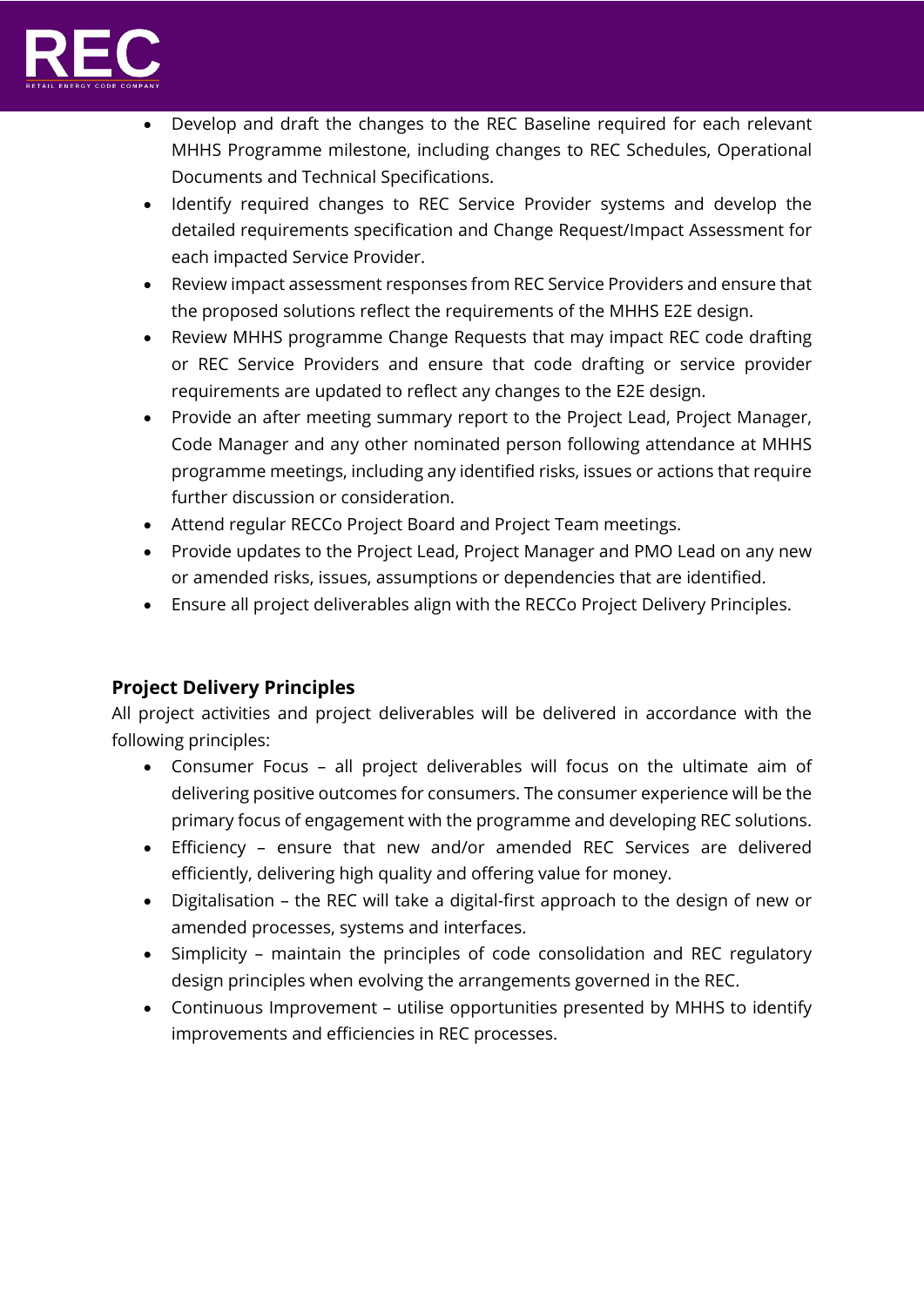- Develop and draft the changes to the REC Baseline required for each relevant MHHS Programme milestone, including changes to REC Schedules, Operational Documents and Technical Specifications.
- Identify required changes to REC Service Provider systems and develop the detailed requirements specification and Change Request/Impact Assessment for each impacted Service Provider.
- Review impact assessment responses from REC Service Providers and ensure that the proposed solutions reflect the requirements of the MHHS E2E design.
- Review MHHS programme Change Requests that may impact REC code drafting or REC Service Providers and ensure that code drafting or service provider requirements are updated to reflect any changes to the E2E design.
- Provide an after meeting summary report to the Project Lead, Project Manager, Code Manager and any other nominated person following attendance at MHHS programme meetings, including any identified risks, issues or actions that require further discussion or consideration.
- Attend regular RECCo Project Board and Project Team meetings.
- Provide updates to the Project Lead, Project Manager and PMO Lead on any new or amended risks, issues, assumptions or dependencies that are identified.
- Ensure all project deliverables align with the RECCo Project Delivery Principles.

### Project Delivery Principles

All project activities and project deliverables will be delivered in accordance with the following principles:

- Consumer Focus – all project deliverables will focus on the ultimate aim of delivering positive outcomes for consumers. The consumer experience will be the primary focus of engagement with the programme and developing REC solutions.
- Efficiency – ensure that new and/or amended REC Services are delivered efficiently, delivering high quality and offering value for money.
- Digitalisation – the REC will take a digital-first approach to the design of new or amended processes, systems and interfaces.
- Simplicity – maintain the principles of code consolidation and REC regulatory design principles when evolving the arrangements governed in the REC.
- Continuous Improvement – utilise opportunities presented by MHHS to identify improvements and efficiencies in REC processes.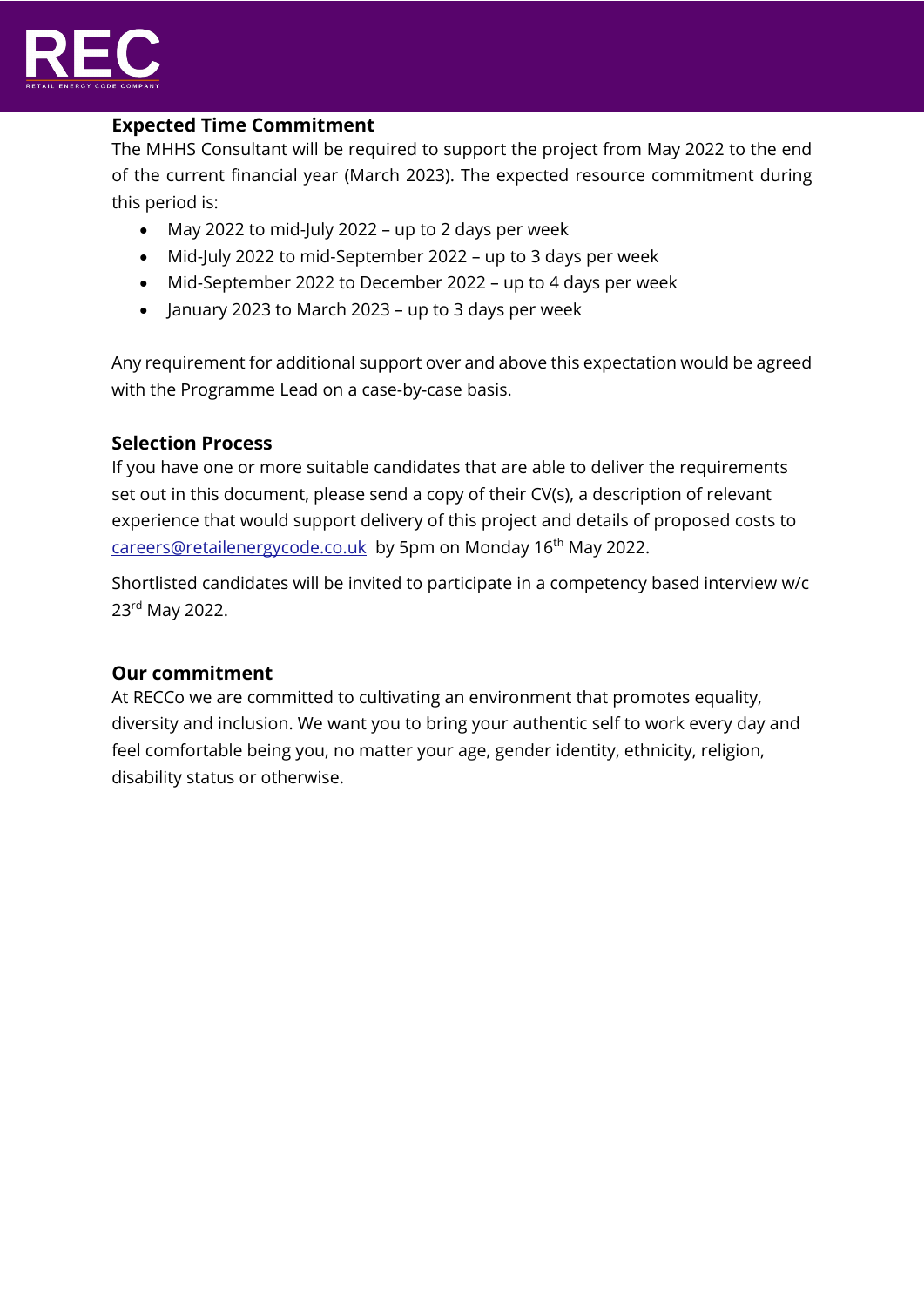## Expected Time Commitment

The MHHS Consultant will be required to support the project from May 2022 to the end of the current financial year (March 2023). The expected resource commitment during this period is:

- May 2022 to mid-July 2022 – up to 2 days per week
- Mid-July 2022 to mid-September 2022 – up to 3 days per week
- Mid-September 2022 to December 2022 – up to 4 days per week
- January 2023 to March 2023 – up to 3 days per week

Any requirement for additional support over and above this expectation would be agreed with the Programme Lead on a case-by-case basis.

## Selection Process

If you have one or more suitable candidates that are able to deliver the requirements set out in this document, please send a copy of their CV(s), a description of relevant experience that would support delivery of this project and details of proposed costs to careers@retailenergycode.co.uk by 5pm on Monday 16th May 2022.

Shortlisted candidates will be invited to participate in a competency based interview w/c 23rd May 2022.

## Our commitment

At RECCo we are committed to cultivating an environment that promotes equality, diversity and inclusion. We want you to bring your authentic self to work every day and feel comfortable being you, no matter your age, gender identity, ethnicity, religion, disability status or otherwise.